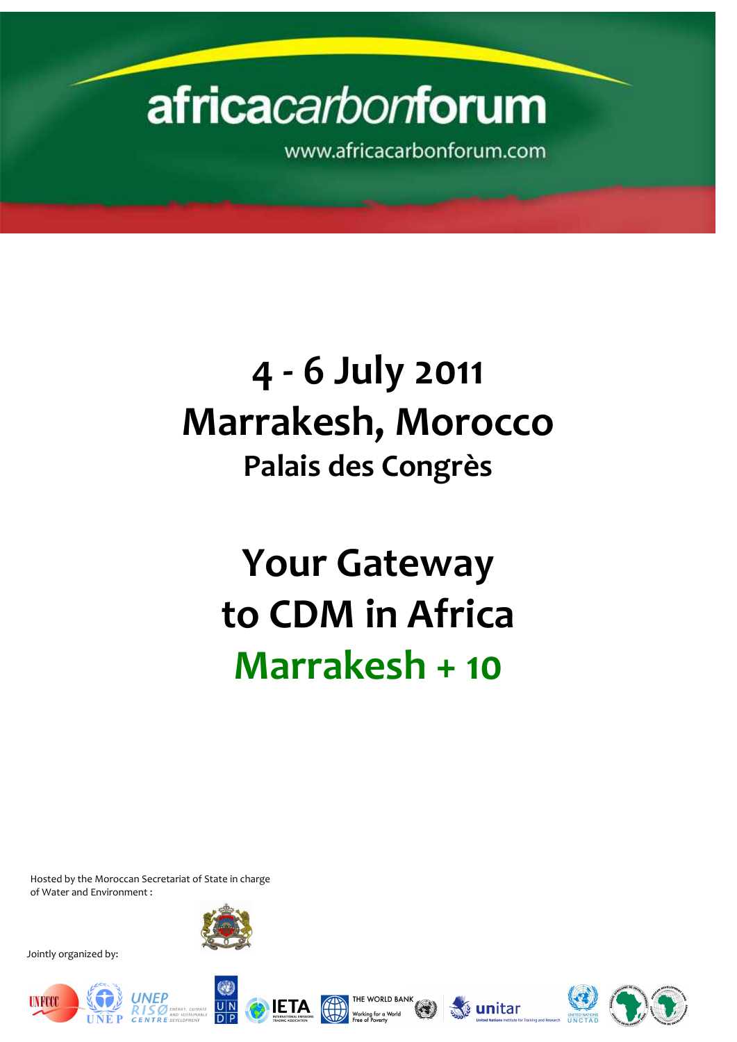# africacarbonforum

www.africacarbonforum.com

## 4 - 6 July 2011
## Marrakesh, Morocco
### Palais des Congrès

## Your Gateway to CDM in Africa
## Marrakesh + 10

Hosted by the Moroccan Secretariat of State in charge of Water and Environment :

Jointly organized by: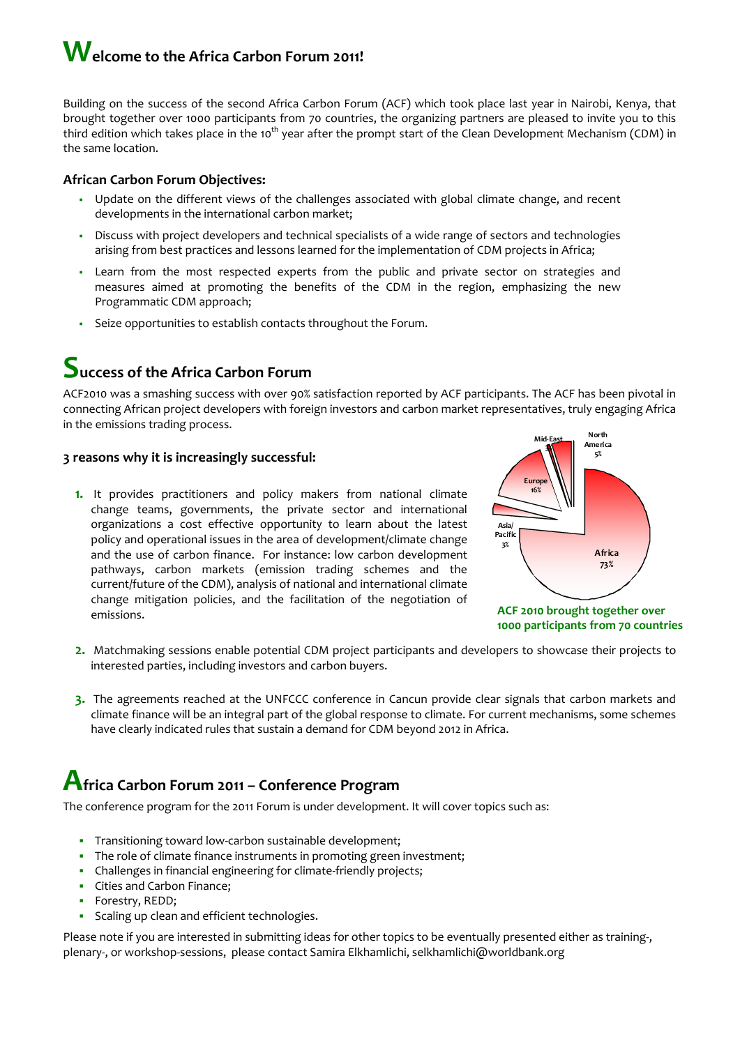# Welcome to the Africa Carbon Forum 2011!

Building on the success of the second Africa Carbon Forum (ACF) which took place last year in Nairobi, Kenya, that brought together over 1000 participants from 70 countries, the organizing partners are pleased to invite you to this third edition which takes place in the 10th year after the prompt start of the Clean Development Mechanism (CDM) in the same location.

### African Carbon Forum Objectives:

- Update on the different views of the challenges associated with global climate change, and recent developments in the international carbon market;
- Discuss with project developers and technical specialists of a wide range of sectors and technologies arising from best practices and lessons learned for the implementation of CDM projects in Africa;
- Learn from the most respected experts from the public and private sector on strategies and measures aimed at promoting the benefits of the CDM in the region, emphasizing the new Programmatic CDM approach;
- Seize opportunities to establish contacts throughout the Forum.

# Success of the Africa Carbon Forum

ACF2010 was a smashing success with over 90% satisfaction reported by ACF participants. The ACF has been pivotal in connecting African project developers with foreign investors and carbon market representatives, truly engaging Africa in the emissions trading process.

### 3 reasons why it is increasingly successful:

1. It provides practitioners and policy makers from national climate change teams, governments, the private sector and international organizations a cost effective opportunity to learn about the latest policy and operational issues in the area of development/climate change and the use of carbon finance. For instance: low carbon development pathways, carbon markets (emission trading schemes and the current/future of the CDM), analysis of national and international climate change mitigation policies, and the facilitation of the negotiation of emissions.

Mid-East 3%, North America 5%, Europe 16%, Asia/Pacific 3%, Africa 73%

**ACF 2010 brought together over 1000 participants from 70 countries**

2. Matchmaking sessions enable potential CDM project participants and developers to showcase their projects to interested parties, including investors and carbon buyers.
3. The agreements reached at the UNFCCC conference in Cancun provide clear signals that carbon markets and climate finance will be an integral part of the global response to climate. For current mechanisms, some schemes have clearly indicated rules that sustain a demand for CDM beyond 2012 in Africa.

# Africa Carbon Forum 2011 – Conference Program

The conference program for the 2011 Forum is under development. It will cover topics such as:

- Transitioning toward low-carbon sustainable development;
- The role of climate finance instruments in promoting green investment;
- Challenges in financial engineering for climate-friendly projects;
- Cities and Carbon Finance;
- Forestry, REDD;
- Scaling up clean and efficient technologies.

Please note if you are interested in submitting ideas for other topics to be eventually presented either as training-, plenary-, or workshop-sessions, please contact Samira Elkhamlichi, selkhamlichi@worldbank.org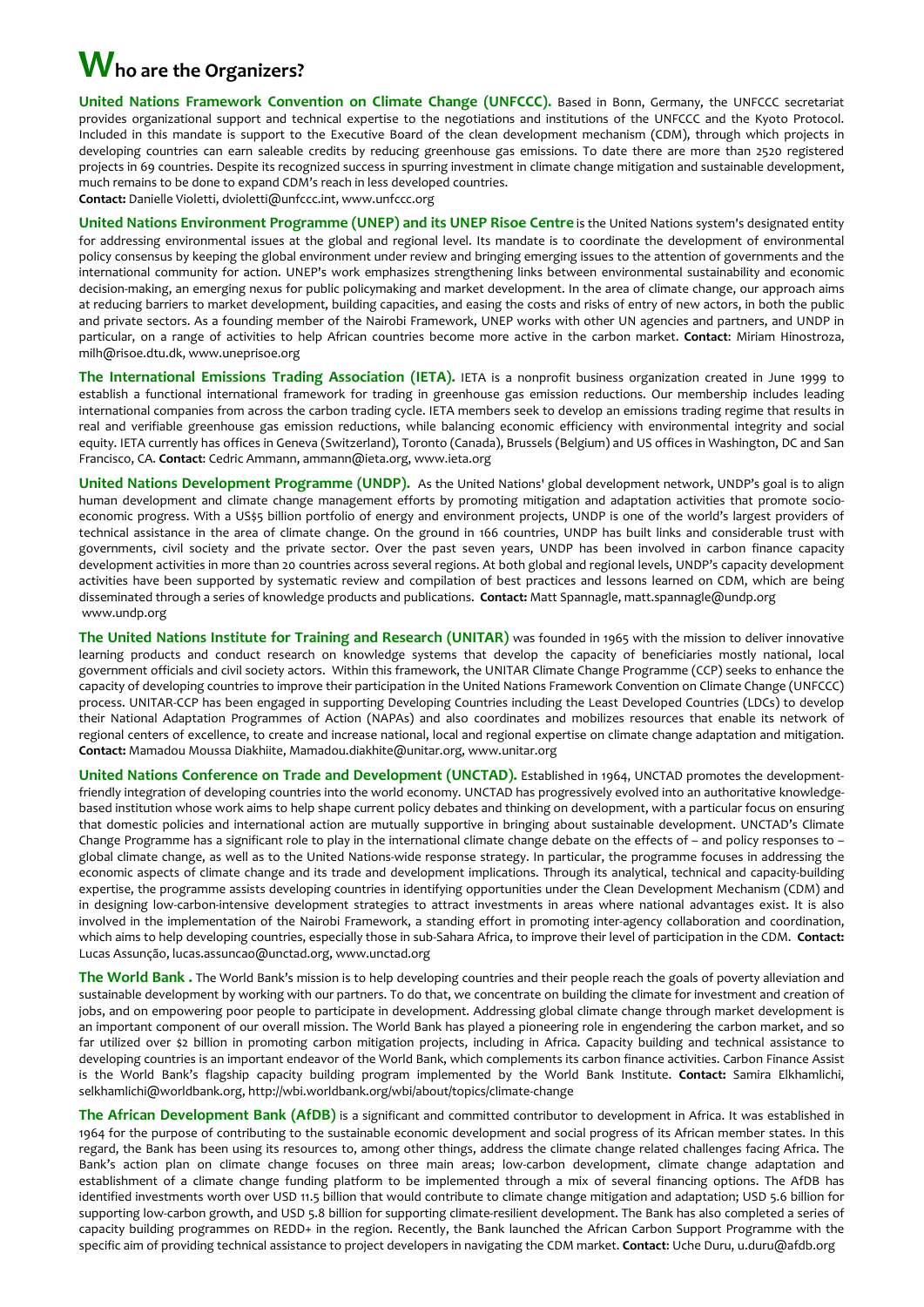# Who are the Organizers?

**United Nations Framework Convention on Climate Change (UNFCCC).** Based in Bonn, Germany, the UNFCCC secretariat provides organizational support and technical expertise to the negotiations and institutions of the UNFCCC and the Kyoto Protocol. Included in this mandate is support to the Executive Board of the clean development mechanism (CDM), through which projects in developing countries can earn saleable credits by reducing greenhouse gas emissions. To date there are more than 2520 registered projects in 69 countries. Despite its recognized success in spurring investment in climate change mitigation and sustainable development, much remains to be done to expand CDM's reach in less developed countries.
**Contact:** Danielle Violetti, dvioletti@unfccc.int, www.unfccc.org

**United Nations Environment Programme (UNEP) and its UNEP Risoe Centre** is the United Nations system's designated entity for addressing environmental issues at the global and regional level. Its mandate is to coordinate the development of environmental policy consensus by keeping the global environment under review and bringing emerging issues to the attention of governments and the international community for action. UNEP's work emphasizes strengthening links between environmental sustainability and economic decision-making, an emerging nexus for public policymaking and market development. In the area of climate change, our approach aims at reducing barriers to market development, building capacities, and easing the costs and risks of entry of new actors, in both the public and private sectors. As a founding member of the Nairobi Framework, UNEP works with other UN agencies and partners, and UNDP in particular, on a range of activities to help African countries become more active in the carbon market. **Contact**: Miriam Hinostroza, milh@risoe.dtu.dk, www.uneprisoe.org

**The International Emissions Trading Association (IETA).** IETA is a nonprofit business organization created in June 1999 to establish a functional international framework for trading in greenhouse gas emission reductions. Our membership includes leading international companies from across the carbon trading cycle. IETA members seek to develop an emissions trading regime that results in real and verifiable greenhouse gas emission reductions, while balancing economic efficiency with environmental integrity and social equity. IETA currently has offices in Geneva (Switzerland), Toronto (Canada), Brussels (Belgium) and US offices in Washington, DC and San Francisco, CA. **Contact**: Cedric Ammann, ammann@ieta.org, www.ieta.org

**United Nations Development Programme (UNDP).** As the United Nations' global development network, UNDP's goal is to align human development and climate change management efforts by promoting mitigation and adaptation activities that promote socio-economic progress. With a US$5 billion portfolio of energy and environment projects, UNDP is one of the world's largest providers of technical assistance in the area of climate change. On the ground in 166 countries, UNDP has built links and considerable trust with governments, civil society and the private sector. Over the past seven years, UNDP has been involved in carbon finance capacity development activities in more than 20 countries across several regions. At both global and regional levels, UNDP's capacity development activities have been supported by systematic review and compilation of best practices and lessons learned on CDM, which are being disseminated through a series of knowledge products and publications. **Contact:** Matt Spannagle, matt.spannagle@undp.org www.undp.org

**The United Nations Institute for Training and Research (UNITAR)** was founded in 1965 with the mission to deliver innovative learning products and conduct research on knowledge systems that develop the capacity of beneficiaries mostly national, local government officials and civil society actors. Within this framework, the UNITAR Climate Change Programme (CCP) seeks to enhance the capacity of developing countries to improve their participation in the United Nations Framework Convention on Climate Change (UNFCCC) process. UNITAR-CCP has been engaged in supporting Developing Countries including the Least Developed Countries (LDCs) to develop their National Adaptation Programmes of Action (NAPAs) and also coordinates and mobilizes resources that enable its network of regional centers of excellence, to create and increase national, local and regional expertise on climate change adaptation and mitigation. **Contact:** Mamadou Moussa Diakhiite, Mamadou.diakhite@unitar.org, www.unitar.org

**United Nations Conference on Trade and Development (UNCTAD).** Established in 1964, UNCTAD promotes the development-friendly integration of developing countries into the world economy. UNCTAD has progressively evolved into an authoritative knowledge-based institution whose work aims to help shape current policy debates and thinking on development, with a particular focus on ensuring that domestic policies and international action are mutually supportive in bringing about sustainable development. UNCTAD's Climate Change Programme has a significant role to play in the international climate change debate on the effects of – and policy responses to – global climate change, as well as to the United Nations-wide response strategy. In particular, the programme focuses in addressing the economic aspects of climate change and its trade and development implications. Through its analytical, technical and capacity-building expertise, the programme assists developing countries in identifying opportunities under the Clean Development Mechanism (CDM) and in designing low-carbon-intensive development strategies to attract investments in areas where national advantages exist. It is also involved in the implementation of the Nairobi Framework, a standing effort in promoting inter-agency collaboration and coordination, which aims to help developing countries, especially those in sub-Sahara Africa, to improve their level of participation in the CDM. **Contact:** Lucas Assunção, lucas.assuncao@unctad.org, www.unctad.org

**The World Bank .** The World Bank's mission is to help developing countries and their people reach the goals of poverty alleviation and sustainable development by working with our partners. To do that, we concentrate on building the climate for investment and creation of jobs, and on empowering poor people to participate in development. Addressing global climate change through market development is an important component of our overall mission. The World Bank has played a pioneering role in engendering the carbon market, and so far utilized over $2 billion in promoting carbon mitigation projects, including in Africa. Capacity building and technical assistance to developing countries is an important endeavor of the World Bank, which complements its carbon finance activities. Carbon Finance Assist is the World Bank's flagship capacity building program implemented by the World Bank Institute. **Contact:** Samira Elkhamlichi, selkhamlichi@worldbank.org, http://wbi.worldbank.org/wbi/about/topics/climate-change

**The African Development Bank (AfDB)** is a significant and committed contributor to development in Africa. It was established in 1964 for the purpose of contributing to the sustainable economic development and social progress of its African member states. In this regard, the Bank has been using its resources to, among other things, address the climate change related challenges facing Africa. The Bank's action plan on climate change focuses on three main areas; low-carbon development, climate change adaptation and establishment of a climate change funding platform to be implemented through a mix of several financing options. The AfDB has identified investments worth over USD 11.5 billion that would contribute to climate change mitigation and adaptation; USD 5.6 billion for supporting low-carbon growth, and USD 5.8 billion for supporting climate-resilient development. The Bank has also completed a series of capacity building programmes on REDD+ in the region. Recently, the Bank launched the African Carbon Support Programme with the specific aim of providing technical assistance to project developers in navigating the CDM market. **Contact**: Uche Duru, u.duru@afdb.org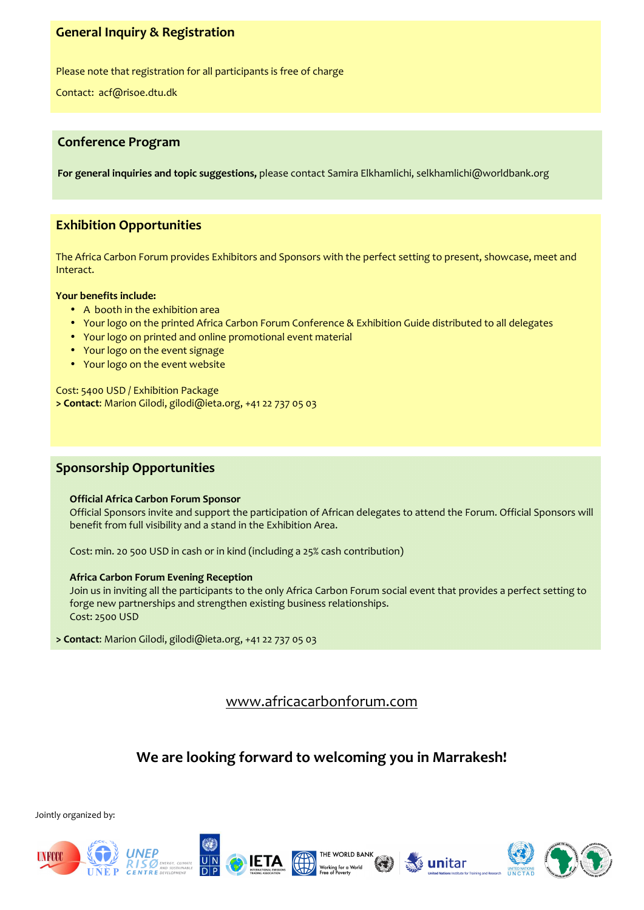## General Inquiry & Registration

Please note that registration for all participants is free of charge

Contact: acf@risoe.dtu.dk

## Conference Program

**For general inquiries and topic suggestions,** please contact Samira Elkhamlichi, selkhamlichi@worldbank.org

## Exhibition Opportunities

The Africa Carbon Forum provides Exhibitors and Sponsors with the perfect setting to present, showcase, meet and Interact.

**Your benefits include:**

- A booth in the exhibition area
- Your logo on the printed Africa Carbon Forum Conference & Exhibition Guide distributed to all delegates
- Your logo on printed and online promotional event material
- Your logo on the event signage
- Your logo on the event website

Cost: 5400 USD / Exhibition Package
**> Contact**: Marion Gilodi, gilodi@ieta.org, +41 22 737 05 03

## Sponsorship Opportunities

**Official Africa Carbon Forum Sponsor**
Official Sponsors invite and support the participation of African delegates to attend the Forum. Official Sponsors will benefit from full visibility and a stand in the Exhibition Area.

Cost: min. 20 500 USD in cash or in kind (including a 25% cash contribution)

**Africa Carbon Forum Evening Reception**
Join us in inviting all the participants to the only Africa Carbon Forum social event that provides a perfect setting to forge new partnerships and strengthen existing business relationships.
Cost: 2500 USD

**> Contact**: Marion Gilodi, gilodi@ieta.org, +41 22 737 05 03

www.africacarbonforum.com

### We are looking forward to welcoming you in Marrakesh!

Jointly organized by: